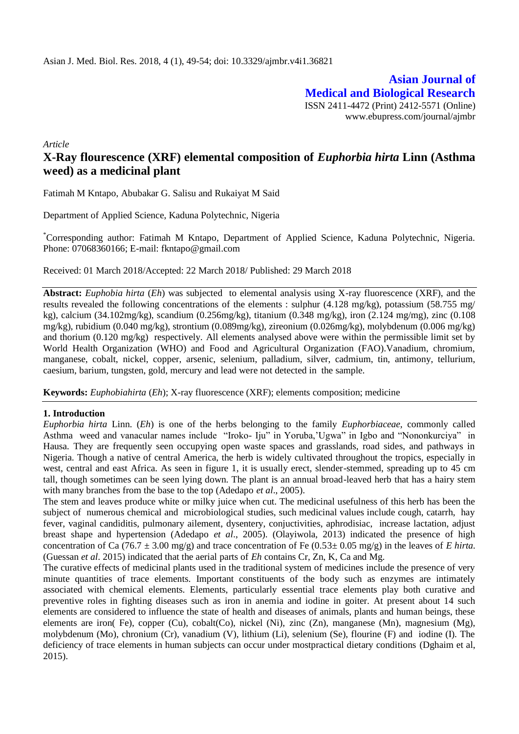Asian J. Med. Biol. Res. 2018, 4 (1), 49-54; doi: 10.3329/ajmbr.v4i1.36821

**Asian Journal of Medical and Biological Research**
ISSN 2411-4472 (Print) 2412-5571 (Online)
www.ebupress.com/journal/ajmbr

*Article*

# X-Ray flourescence (XRF) elemental composition of *Euphorbia hirta* Linn (Asthma weed) as a medicinal plant

Fatimah M Kntapo, Abubakar G. Salisu and Rukaiyat M Said

Department of Applied Science, Kaduna Polytechnic, Nigeria

[*]Corresponding author: Fatimah M Kntapo, Department of Applied Science, Kaduna Polytechnic, Nigeria. Phone: 07068360166; E-mail: fkntapo@gmail.com

Received: 01 March 2018/Accepted: 22 March 2018/ Published: 29 March 2018

**Abstract:** *Euphobia hirta* (*Eh*) was subjected to elemental analysis using X-ray fluorescence (XRF), and the results revealed the following concentrations of the elements : sulphur (4.128 mg/kg), potassium (58.755 mg/ kg), calcium (34.102mg/kg), scandium (0.256mg/kg), titanium (0.348 mg/kg), iron (2.124 mg/mg), zinc (0.108 mg/kg), rubidium (0.040 mg/kg), strontium (0.089mg/kg), zireonium (0.026mg/kg), molybdenum (0.006 mg/kg) and thorium (0.120 mg/kg) respectively. All elements analysed above were within the permissible limit set by World Health Organization (WHO) and Food and Agricultural Organization (FAO).Vanadium, chromium, manganese, cobalt, nickel, copper, arsenic, selenium, palladium, silver, cadmium, tin, antimony, tellurium, caesium, barium, tungsten, gold, mercury and lead were not detected in the sample.

**Keywords:** *Euphobiahirta* (*Eh*); X-ray fluorescence (XRF); elements composition; medicine

## 1. Introduction

*Euphorbia hirta* Linn. (*Eh*) is one of the herbs belonging to the family *Euphorbiaceae,* commonly called Asthma weed and vanacular names include "Iroko- Iju" in Yoruba,'Ugwa" in Igbo and "Nononkurciya" in Hausa. They are frequently seen occupying open waste spaces and grasslands, road sides, and pathways in Nigeria. Though a native of central America, the herb is widely cultivated throughout the tropics, especially in west, central and east Africa. As seen in figure 1, it is usually erect, slender-stemmed, spreading up to 45 cm tall, though sometimes can be seen lying down. The plant is an annual broad-leaved herb that has a hairy stem with many branches from the base to the top (Adedapo *et al*., 2005).

The stem and leaves produce white or milky juice when cut. The medicinal usefulness of this herb has been the subject of numerous chemical and microbiological studies, such medicinal values include cough, catarrh, hay fever, vaginal candiditis, pulmonary ailement, dysentery, conjuctivities, aphrodisiac, increase lactation, adjust breast shape and hypertension (Adedapo *et al*., 2005). (Olayiwola, 2013) indicated the presence of high concentration of Ca (76.7 ± 3.00 mg/g) and trace concentration of Fe (0.53± 0.05 mg/g) in the leaves of *E hirta.* (Guessan *et al*. 2015) indicated that the aerial parts of *Eh* contains Cr, Zn, K, Ca and Mg.

The curative effects of medicinal plants used in the traditional system of medicines include the presence of very minute quantities of trace elements. Important constituents of the body such as enzymes are intimately associated with chemical elements. Elements, particularly essential trace elements play both curative and preventive roles in fighting diseases such as iron in anemia and iodine in goiter. At present about 14 such elements are considered to influence the state of health and diseases of animals, plants and human beings, these elements are iron( Fe), copper (Cu), cobalt(Co), nickel (Ni), zinc (Zn), manganese (Mn), magnesium (Mg), molybdenum (Mo), chronium (Cr), vanadium (V), lithium (Li), selenium (Se), flourine (F) and iodine (I). The deficiency of trace elements in human subjects can occur under mostpractical dietary conditions (Dghaim et al, 2015).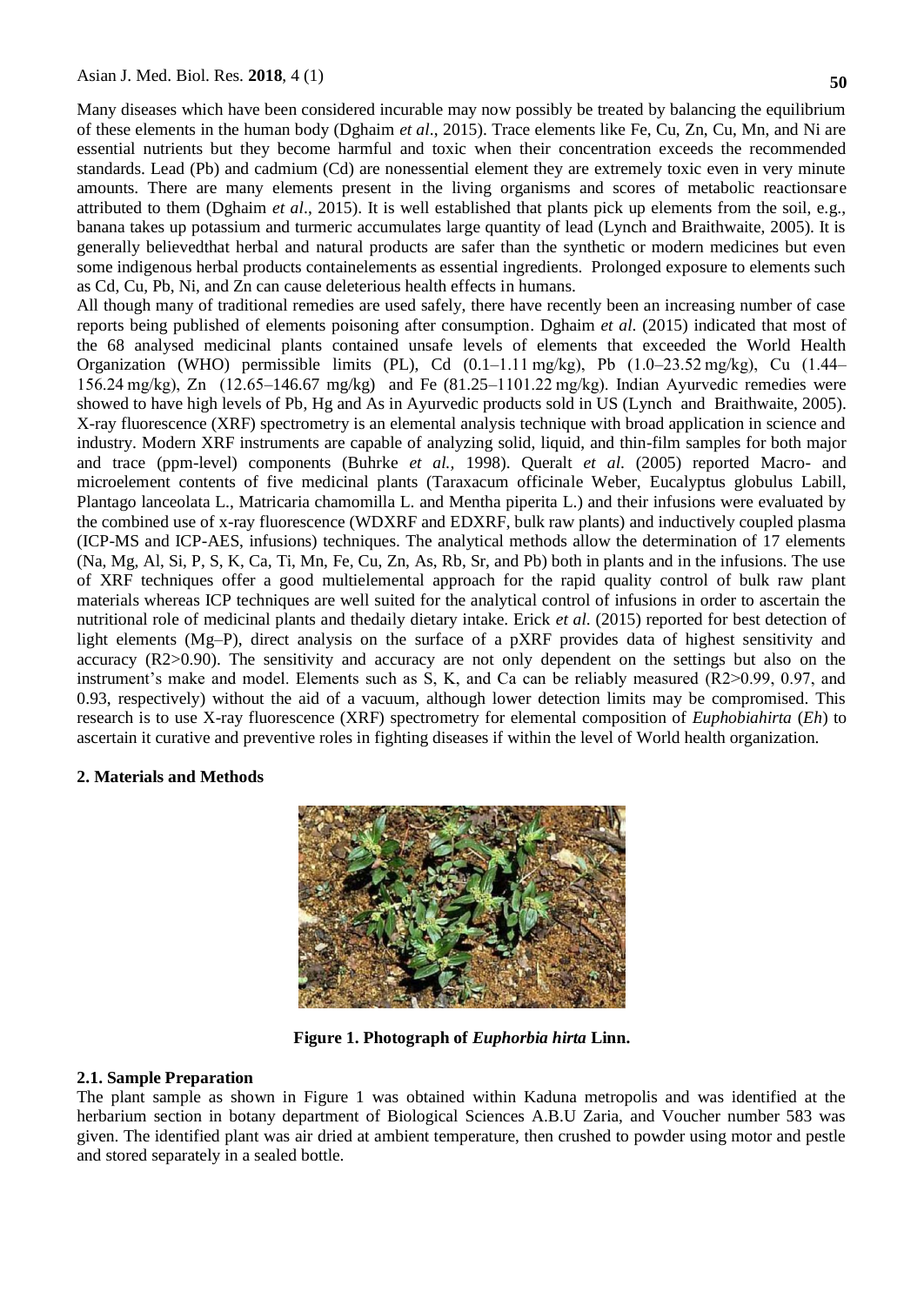Many diseases which have been considered incurable may now possibly be treated by balancing the equilibrium of these elements in the human body (Dghaim *et al*., 2015). Trace elements like Fe, Cu, Zn, Cu, Mn, and Ni are essential nutrients but they become harmful and toxic when their concentration exceeds the recommended standards. Lead (Pb) and cadmium (Cd) are nonessential element they are extremely toxic even in very minute amounts. There are many elements present in the living organisms and scores of metabolic reactionsare attributed to them (Dghaim *et al*., 2015). It is well established that plants pick up elements from the soil, e.g., banana takes up potassium and turmeric accumulates large quantity of lead (Lynch and Braithwaite, 2005). It is generally believedthat herbal and natural products are safer than the synthetic or modern medicines but even some indigenous herbal products containelements as essential ingredients. Prolonged exposure to elements such as Cd, Cu, Pb, Ni, and Zn can cause deleterious health effects in humans.

All though many of traditional remedies are used safely, there have recently been an increasing number of case reports being published of elements poisoning after consumption. Dghaim *et al*. (2015) indicated that most of the 68 analysed medicinal plants contained unsafe levels of elements that exceeded the World Health Organization (WHO) permissible limits (PL), Cd (0.1–1.11 mg/kg), Pb (1.0–23.52 mg/kg), Cu (1.44–156.24 mg/kg), Zn (12.65–146.67 mg/kg) and Fe (81.25–1101.22 mg/kg). Indian Ayurvedic remedies were showed to have high levels of Pb, Hg and As in Ayurvedic products sold in US (Lynch and Braithwaite, 2005). X-ray fluorescence (XRF) spectrometry is an elemental analysis technique with broad application in science and industry. Modern XRF instruments are capable of analyzing solid, liquid, and thin-film samples for both major and trace (ppm-level) components (Buhrke *et al.,* 1998). Queralt *et al.* (2005) reported Macro- and microelement contents of five medicinal plants (Taraxacum officinale Weber, Eucalyptus globulus Labill, Plantago lanceolata L., Matricaria chamomilla L. and Mentha piperita L.) and their infusions were evaluated by the combined use of x-ray fluorescence (WDXRF and EDXRF, bulk raw plants) and inductively coupled plasma (ICP-MS and ICP-AES, infusions) techniques. The analytical methods allow the determination of 17 elements (Na, Mg, Al, Si, P, S, K, Ca, Ti, Mn, Fe, Cu, Zn, As, Rb, Sr, and Pb) both in plants and in the infusions. The use of XRF techniques offer a good multielemental approach for the rapid quality control of bulk raw plant materials whereas ICP techniques are well suited for the analytical control of infusions in order to ascertain the nutritional role of medicinal plants and thedaily dietary intake. Erick *et al.* (2015) reported for best detection of light elements (Mg–P), direct analysis on the surface of a pXRF provides data of highest sensitivity and accuracy ($R2>0.90$). The sensitivity and accuracy are not only dependent on the settings but also on the instrument's make and model. Elements such as S, K, and Ca can be reliably measured ($R2>0.99$, 0.97, and 0.93, respectively) without the aid of a vacuum, although lower detection limits may be compromised. This research is to use X-ray fluorescence (XRF) spectrometry for elemental composition of *Euphobiahirta* (*Eh*) to ascertain it curative and preventive roles in fighting diseases if within the level of World health organization.

## 2. Materials and Methods

**Figure 1. Photograph of *Euphorbia hirta* Linn.**

### 2.1. Sample Preparation

The plant sample as shown in Figure 1 was obtained within Kaduna metropolis and was identified at the herbarium section in botany department of Biological Sciences A.B.U Zaria, and Voucher number 583 was given. The identified plant was air dried at ambient temperature, then crushed to powder using motor and pestle and stored separately in a sealed bottle.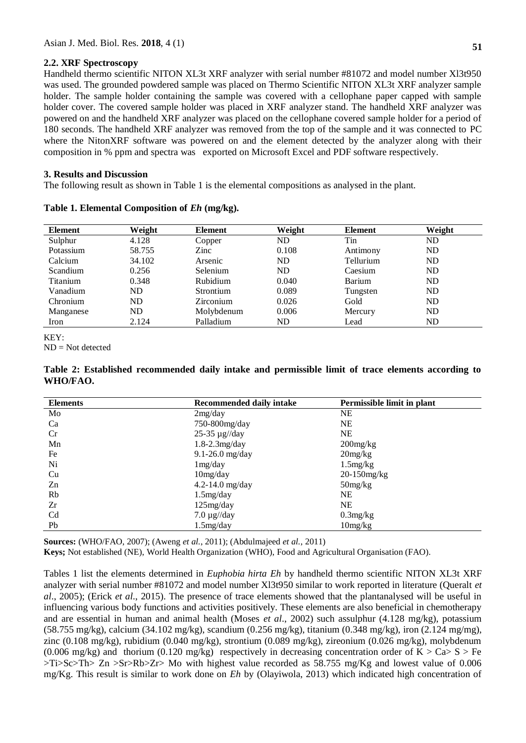### 2.2. XRF Spectroscopy

Handheld thermo scientific NITON XL3t XRF analyzer with serial number #81072 and model number Xl3t950 was used. The grounded powdered sample was placed on Thermo Scientific NITON XL3t XRF analyzer sample holder. The sample holder containing the sample was covered with a cellophane paper capped with sample holder cover. The covered sample holder was placed in XRF analyzer stand. The handheld XRF analyzer was powered on and the handheld XRF analyzer was placed on the cellophane covered sample holder for a period of 180 seconds. The handheld XRF analyzer was removed from the top of the sample and it was connected to PC where the NitonXRF software was powered on and the element detected by the analyzer along with their composition in % ppm and spectra was exported on Microsoft Excel and PDF software respectively.

## 3. Results and Discussion

The following result as shown in Table 1 is the elemental compositions as analysed in the plant.

**Table 1. Elemental Composition of *Eh* (mg/kg).**

| Element | Weight | Element | Weight | Element | Weight |
|---|---|---|---|---|---|
| Sulphur | 4.128 | Copper | ND | Tin | ND |
| Potassium | 58.755 | Zinc | 0.108 | Antimony | ND |
| Calcium | 34.102 | Arsenic | ND | Tellurium | ND |
| Scandium | 0.256 | Selenium | ND | Caesium | ND |
| Titanium | 0.348 | Rubidium | 0.040 | Barium | ND |
| Vanadium | ND | Strontium | 0.089 | Tungsten | ND |
| Chronium | ND | Zirconium | 0.026 | Gold | ND |
| Manganese | ND | Molybdenum | 0.006 | Mercury | ND |
| Iron | 2.124 | Palladium | ND | Lead | ND |

KEY:
ND = Not detected

**Table 2: Established recommended daily intake and permissible limit of trace elements according to WHO/FAO.**

| Elements | Recommended daily intake | Permissible limit in plant |
|---|---|---|
| Mo | 2mg/day | NE |
| Ca | 750-800mg/day | NE |
| Cr | 25-35 µg//day | NE |
| Mn | 1.8-2.3mg/day | 200mg/kg |
| Fe | 9.1-26.0 mg/day | 20mg/kg |
| Ni | 1mg/day | 1.5mg/kg |
| Cu | 10mg/day | 20-150mg/kg |
| Zn | 4.2-14.0 mg/day | 50mg/kg |
| Rb | 1.5mg/day | NE |
| Zr | 125mg/day | NE |
| Cd | 7.0 µg//day | 0.3mg/kg |
| Pb | 1.5mg/day | 10mg/kg |

**Sources:** (WHO/FAO, 2007); (Aweng *et al.*, 2011); (Abdulmajeed *et al.*, 2011)

**Keys;** Not established (NE), World Health Organization (WHO), Food and Agricultural Organisation (FAO).

Tables 1 list the elements determined in *Euphobia hirta Eh* by handheld thermo scientific NITON XL3t XRF analyzer with serial number #81072 and model number Xl3t950 similar to work reported in literature (Queralt *et al*., 2005); (Erick *et al*., 2015). The presence of trace elements showed that the plantanalysed will be useful in influencing various body functions and activities positively. These elements are also beneficial in chemotherapy and are essential in human and animal health (Moses *et al*., 2002) such assulphur (4.128 mg/kg), potassium (58.755 mg/kg), calcium (34.102 mg/kg), scandium (0.256 mg/kg), titanium (0.348 mg/kg), iron (2.124 mg/mg), zinc (0.108 mg/kg), rubidium (0.040 mg/kg), strontium (0.089 mg/kg), zireonium (0.026 mg/kg), molybdenum (0.006 mg/kg) and thorium (0.120 mg/kg) respectively in decreasing concentration order of K > Ca> S > Fe >Ti>Sc>Th> Zn >Sr>Rb>Zr> Mo with highest value recorded as 58.755 mg/Kg and lowest value of 0.006 mg/Kg. This result is similar to work done on *Eh* by (Olayiwola, 2013) which indicated high concentration of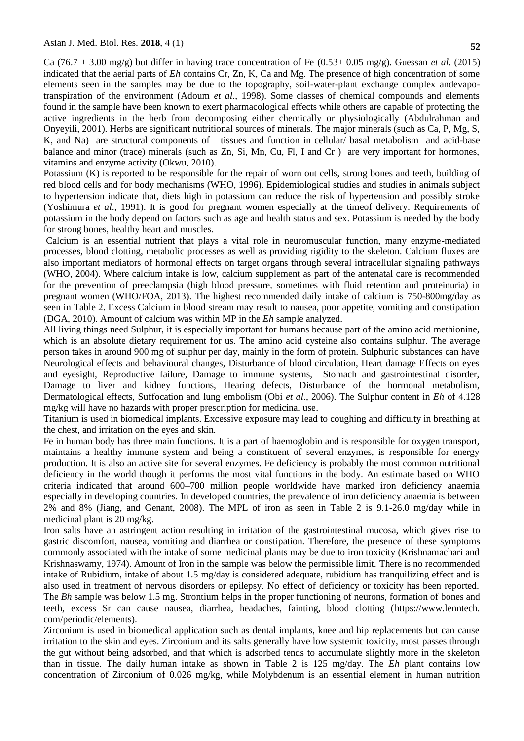Ca (76.7 ± 3.00 mg/g) but differ in having trace concentration of Fe (0.53± 0.05 mg/g). Guessan *et al*. (2015) indicated that the aerial parts of *Eh* contains Cr, Zn, K, Ca and Mg. The presence of high concentration of some elements seen in the samples may be due to the topography, soil-water-plant exchange complex andevapo-transpiration of the environment (Adoum *et al*., 1998). Some classes of chemical compounds and elements found in the sample have been known to exert pharmacological effects while others are capable of protecting the active ingredients in the herb from decomposing either chemically or physiologically (Abdulrahman and Onyeyili, 2001). Herbs are significant nutritional sources of minerals. The major minerals (such as Ca, P, Mg, S, K, and Na) are structural components of tissues and function in cellular/ basal metabolism and acid-base balance and minor (trace) minerals (such as Zn, Si, Mn, Cu, Fl, I and Cr ) are very important for hormones, vitamins and enzyme activity (Okwu, 2010).

Potassium (K) is reported to be responsible for the repair of worn out cells, strong bones and teeth, building of red blood cells and for body mechanisms (WHO, 1996). Epidemiological studies and studies in animals subject to hypertension indicate that, diets high in potassium can reduce the risk of hypertension and possibly stroke (Yoshimura *et al*., 1991). It is good for pregnant women especially at the timeof delivery. Requirements of potassium in the body depend on factors such as age and health status and sex. Potassium is needed by the body for strong bones, healthy heart and muscles.

Calcium is an essential nutrient that plays a vital role in neuromuscular function, many enzyme-mediated processes, blood clotting, metabolic processes as well as providing rigidity to the skeleton. Calcium fluxes are also important mediators of hormonal effects on target organs through several intracellular signaling pathways (WHO, 2004). Where calcium intake is low, calcium supplement as part of the antenatal care is recommended for the prevention of preeclampsia (high blood pressure, sometimes with fluid retention and proteinuria) in pregnant women (WHO/FOA, 2013). The highest recommended daily intake of calcium is 750-800mg/day as seen in Table 2. Excess Calcium in blood stream may result to nausea, poor appetite, vomiting and constipation (DGA, 2010). Amount of calcium was within MP in the *Eh* sample analyzed.

All living things need Sulphur, it is especially important for humans because part of the amino acid methionine, which is an absolute dietary requirement for us. The amino acid cysteine also contains sulphur. The average person takes in around 900 mg of sulphur per day, mainly in the form of protein. Sulphuric substances can have Neurological effects and behavioural changes, Disturbance of blood circulation, Heart damage Effects on eyes and eyesight, Reproductive failure, Damage to immune systems, Stomach and gastrointestinal disorder, Damage to liver and kidney functions, Hearing defects, Disturbance of the hormonal metabolism, Dermatological effects, Suffocation and lung embolism (Obi *et al*., 2006). The Sulphur content in *Eh* of 4.128 mg/kg will have no hazards with proper prescription for medicinal use.

Titanium is used in biomedical implants. Excessive exposure may lead to coughing and difficulty in breathing at the chest, and irritation on the eyes and skin.

Fe in human body has three main functions. It is a part of haemoglobin and is responsible for oxygen transport, maintains a healthy immune system and being a constituent of several enzymes, is responsible for energy production. It is also an active site for several enzymes. Fe deficiency is probably the most common nutritional deficiency in the world though it performs the most vital functions in the body. An estimate based on WHO criteria indicated that around 600–700 million people worldwide have marked iron deficiency anaemia especially in developing countries. In developed countries, the prevalence of iron deficiency anaemia is between 2% and 8% (Jiang, and Genant, 2008). The MPL of iron as seen in Table 2 is 9.1-26.0 mg/day while in medicinal plant is 20 mg/kg.

Iron salts have an astringent action resulting in irritation of the gastrointestinal mucosa, which gives rise to gastric discomfort, nausea, vomiting and diarrhea or constipation. Therefore, the presence of these symptoms commonly associated with the intake of some medicinal plants may be due to iron toxicity (Krishnamachari and Krishnaswamy, 1974). Amount of Iron in the sample was below the permissible limit. There is no recommended intake of Rubidium, intake of about 1.5 mg/day is considered adequate, rubidium has tranquilizing effect and is also used in treatment of nervous disorders or epilepsy. No effect of deficiency or toxicity has been reported. The *Bh* sample was below 1.5 mg. Strontium helps in the proper functioning of neurons, formation of bones and teeth, excess Sr can cause nausea, diarrhea, headaches, fainting, blood clotting (https://www.lenntech.com/periodic/elements).

Zirconium is used in biomedical application such as dental implants, knee and hip replacements but can cause irritation to the skin and eyes. Zirconium and its salts generally have low systemic toxicity, most passes through the gut without being adsorbed, and that which is adsorbed tends to accumulate slightly more in the skeleton than in tissue. The daily human intake as shown in Table 2 is 125 mg/day. The *Eh* plant contains low concentration of Zirconium of 0.026 mg/kg, while Molybdenum is an essential element in human nutrition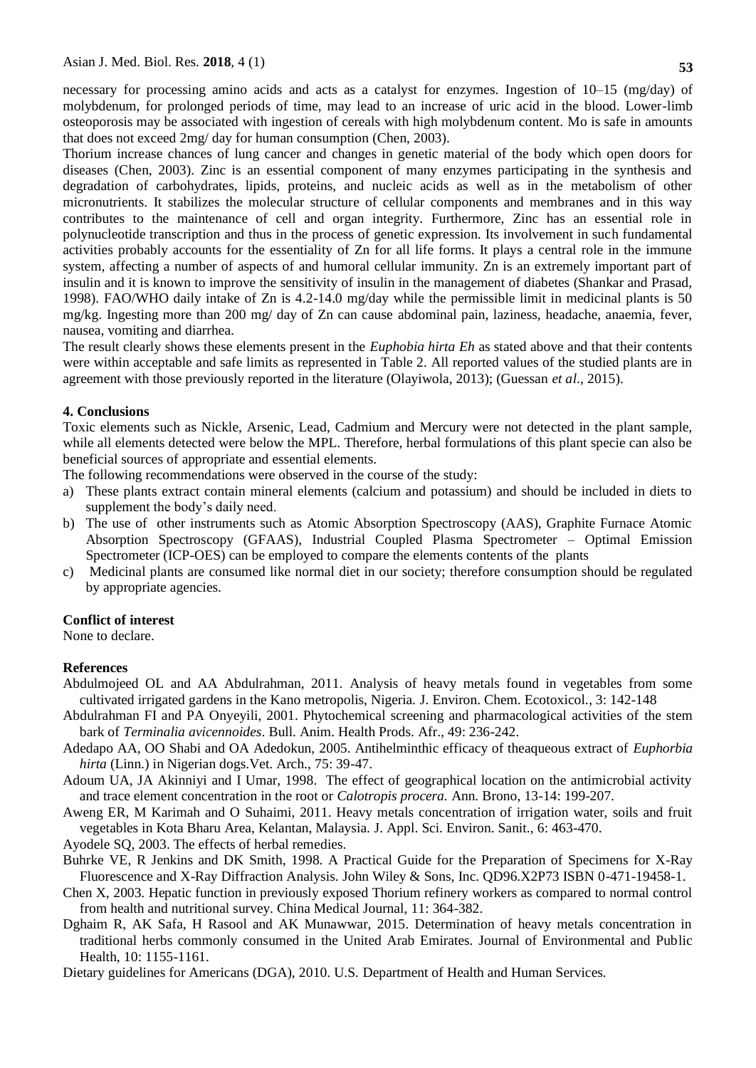necessary for processing amino acids and acts as a catalyst for enzymes. Ingestion of 10–15 (mg/day) of molybdenum, for prolonged periods of time, may lead to an increase of uric acid in the blood. Lower-limb osteoporosis may be associated with ingestion of cereals with high molybdenum content. Mo is safe in amounts that does not exceed 2mg/ day for human consumption (Chen, 2003).

Thorium increase chances of lung cancer and changes in genetic material of the body which open doors for diseases (Chen, 2003). Zinc is an essential component of many enzymes participating in the synthesis and degradation of carbohydrates, lipids, proteins, and nucleic acids as well as in the metabolism of other micronutrients. It stabilizes the molecular structure of cellular components and membranes and in this way contributes to the maintenance of cell and organ integrity. Furthermore, Zinc has an essential role in polynucleotide transcription and thus in the process of genetic expression. Its involvement in such fundamental activities probably accounts for the essentiality of Zn for all life forms. It plays a central role in the immune system, affecting a number of aspects of and humoral cellular immunity. Zn is an extremely important part of insulin and it is known to improve the sensitivity of insulin in the management of diabetes (Shankar and Prasad, 1998). FAO/WHO daily intake of Zn is 4.2-14.0 mg/day while the permissible limit in medicinal plants is 50 mg/kg. Ingesting more than 200 mg/ day of Zn can cause abdominal pain, laziness, headache, anaemia, fever, nausea, vomiting and diarrhea.

The result clearly shows these elements present in the *Euphobia hirta Eh* as stated above and that their contents were within acceptable and safe limits as represented in Table 2. All reported values of the studied plants are in agreement with those previously reported in the literature (Olayiwola, 2013); (Guessan *et al*., 2015).

## 4. Conclusions

Toxic elements such as Nickle, Arsenic, Lead, Cadmium and Mercury were not detected in the plant sample, while all elements detected were below the MPL. Therefore, herbal formulations of this plant specie can also be beneficial sources of appropriate and essential elements.

The following recommendations were observed in the course of the study:

a) These plants extract contain mineral elements (calcium and potassium) and should be included in diets to supplement the body's daily need.
b) The use of other instruments such as Atomic Absorption Spectroscopy (AAS), Graphite Furnace Atomic Absorption Spectroscopy (GFAAS), Industrial Coupled Plasma Spectrometer – Optimal Emission Spectrometer (ICP-OES) can be employed to compare the elements contents of the plants
c) Medicinal plants are consumed like normal diet in our society; therefore consumption should be regulated by appropriate agencies.

## Conflict of interest

None to declare.

## References

Abdulmojeed OL and AA Abdulrahman, 2011. Analysis of heavy metals found in vegetables from some cultivated irrigated gardens in the Kano metropolis, Nigeria. J. Environ. Chem. Ecotoxicol., 3: 142-148

Abdulrahman FI and PA Onyeyili, 2001. Phytochemical screening and pharmacological activities of the stem bark of *Terminalia avicennoides*. Bull. Anim. Health Prods. Afr., 49: 236-242.

Adedapo AA, OO Shabi and OA Adedokun, 2005. Antihelminthic efficacy of theaqueous extract of *Euphorbia hirta* (Linn.) in Nigerian dogs.Vet. Arch., 75: 39-47.

Adoum UA, JA Akinniyi and I Umar, 1998. The effect of geographical location on the antimicrobial activity and trace element concentration in the root or *Calotropis procera.* Ann. Brono, 13-14: 199-207.

Aweng ER, M Karimah and O Suhaimi, 2011. Heavy metals concentration of irrigation water, soils and fruit vegetables in Kota Bharu Area, Kelantan, Malaysia. J. Appl. Sci. Environ. Sanit., 6: 463-470.

Ayodele SQ, 2003. The effects of herbal remedies.

Buhrke VE, R Jenkins and DK Smith, 1998. A Practical Guide for the Preparation of Specimens for X-Ray Fluorescence and X-Ray Diffraction Analysis. John Wiley & Sons, Inc. QD96.X2P73 ISBN 0-471-19458-1.

Chen X, 2003. Hepatic function in previously exposed Thorium refinery workers as compared to normal control from health and nutritional survey. China Medical Journal, 11: 364-382.

Dghaim R, AK Safa, H Rasool and AK Munawwar, 2015. Determination of heavy metals concentration in traditional herbs commonly consumed in the United Arab Emirates. Journal of Environmental and Public Health, 10: 1155-1161.

Dietary guidelines for Americans (DGA), 2010. U.S. Department of Health and Human Services.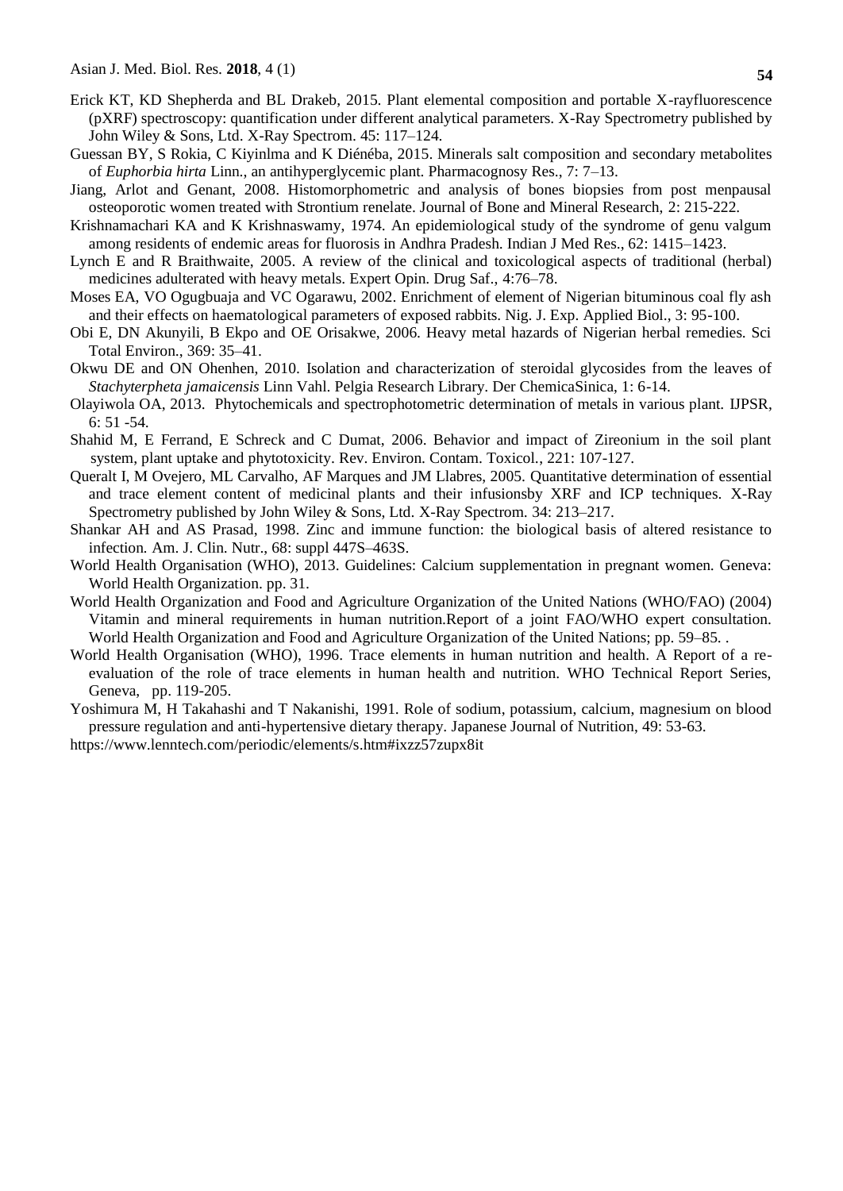Erick KT, KD Shepherda and BL Drakeb, 2015. Plant elemental composition and portable X-rayfluorescence (pXRF) spectroscopy: quantification under different analytical parameters. X-Ray Spectrometry published by John Wiley & Sons, Ltd. X-Ray Spectrom. 45: 117–124.

Guessan BY, S Rokia, C Kiyinlma and K Diénéba, 2015. Minerals salt composition and secondary metabolites of *Euphorbia hirta* Linn., an antihyperglycemic plant. Pharmacognosy Res., 7: 7–13.

Jiang, Arlot and Genant, 2008. Histomorphometric and analysis of bones biopsies from post menpausal osteoporotic women treated with Strontium renelate. Journal of Bone and Mineral Research, 2: 215-222.

Krishnamachari KA and K Krishnaswamy, 1974. An epidemiological study of the syndrome of genu valgum among residents of endemic areas for fluorosis in Andhra Pradesh. Indian J Med Res., 62: 1415–1423.

Lynch E and R Braithwaite, 2005. A review of the clinical and toxicological aspects of traditional (herbal) medicines adulterated with heavy metals. Expert Opin. Drug Saf., 4:76–78.

Moses EA, VO Ogugbuaja and VC Ogarawu, 2002. Enrichment of element of Nigerian bituminous coal fly ash and their effects on haematological parameters of exposed rabbits. Nig. J. Exp. Applied Biol., 3: 95-100.

Obi E, DN Akunyili, B Ekpo and OE Orisakwe, 2006. Heavy metal hazards of Nigerian herbal remedies. Sci Total Environ., 369: 35–41.

Okwu DE and ON Ohenhen, 2010. Isolation and characterization of steroidal glycosides from the leaves of *Stachyterpheta jamaicensis* Linn Vahl. Pelgia Research Library. Der ChemicaSinica, 1: 6-14.

Olayiwola OA, 2013. Phytochemicals and spectrophotometric determination of metals in various plant. IJPSR, 6: 51 -54.

Shahid M, E Ferrand, E Schreck and C Dumat, 2006. Behavior and impact of Zireonium in the soil plant system, plant uptake and phytotoxicity. Rev. Environ. Contam. Toxicol., 221: 107-127.

Queralt I, M Ovejero, ML Carvalho, AF Marques and JM Llabres, 2005. Quantitative determination of essential and trace element content of medicinal plants and their infusionsby XRF and ICP techniques. X-Ray Spectrometry published by John Wiley & Sons, Ltd. X-Ray Spectrom. 34: 213–217.

Shankar AH and AS Prasad, 1998. Zinc and immune function: the biological basis of altered resistance to infection. Am. J. Clin. Nutr., 68: suppl 447S–463S.

World Health Organisation (WHO), 2013. Guidelines: Calcium supplementation in pregnant women. Geneva: World Health Organization. pp. 31.

World Health Organization and Food and Agriculture Organization of the United Nations (WHO/FAO) (2004) Vitamin and mineral requirements in human nutrition.Report of a joint FAO/WHO expert consultation. World Health Organization and Food and Agriculture Organization of the United Nations; pp. 59–85. .

World Health Organisation (WHO), 1996. Trace elements in human nutrition and health. A Report of a re-evaluation of the role of trace elements in human health and nutrition. WHO Technical Report Series, Geneva, pp. 119-205.

Yoshimura M, H Takahashi and T Nakanishi, 1991. Role of sodium, potassium, calcium, magnesium on blood pressure regulation and anti-hypertensive dietary therapy. Japanese Journal of Nutrition, 49: 53-63.

https://www.lenntech.com/periodic/elements/s.htm#ixzz57zupx8it